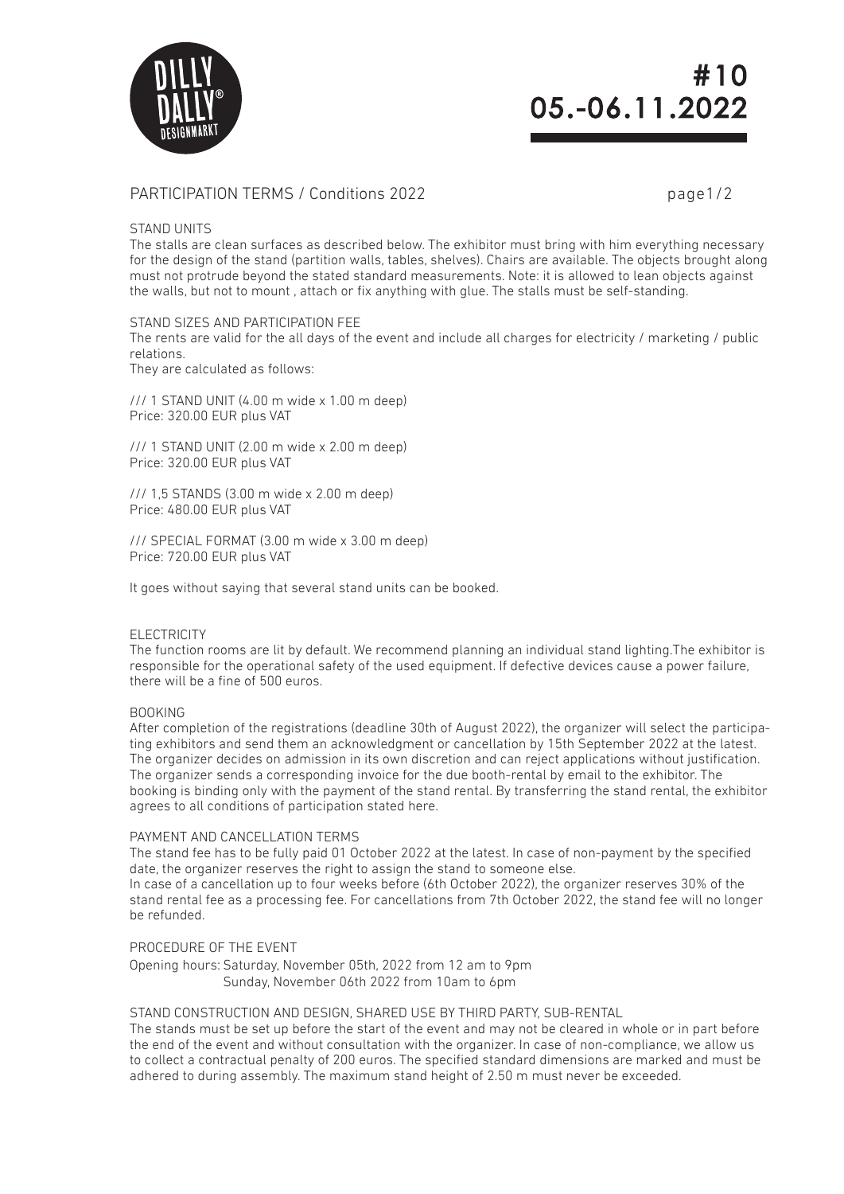# #10
# 05.-06.11.2022

## PARTICIPATION TERMS / Conditions 2022

### STAND UNITS

The stalls are clean surfaces as described below. The exhibitor must bring with him everything necessary for the design of the stand (partition walls, tables, shelves). Chairs are available. The objects brought along must not protrude beyond the stated standard measurements. Note: it is allowed to lean objects against the walls, but not to mount , attach or fix anything with glue. The stalls must be self-standing.

### STAND SIZES AND PARTICIPATION FEE

The rents are valid for the all days of the event and include all charges for electricity / marketing / public relations.
They are calculated as follows:

/// 1 STAND UNIT (4.00 m wide x 1.00 m deep)
Price: 320.00 EUR plus VAT

/// 1 STAND UNIT (2.00 m wide x 2.00 m deep)
Price: 320.00 EUR plus VAT

/// 1,5 STANDS (3.00 m wide x 2.00 m deep)
Price: 480.00 EUR plus VAT

/// SPECIAL FORMAT (3.00 m wide x 3.00 m deep)
Price: 720.00 EUR plus VAT

It goes without saying that several stand units can be booked.

### ELECTRICITY

The function rooms are lit by default. We recommend planning an individual stand lighting.The exhibitor is responsible for the operational safety of the used equipment. If defective devices cause a power failure, there will be a fine of 500 euros.

### BOOKING

After completion of the registrations (deadline 30th of August 2022), the organizer will select the participating exhibitors and send them an acknowledgment or cancellation by 15th September 2022 at the latest. The organizer decides on admission in its own discretion and can reject applications without justification. The organizer sends a corresponding invoice for the due booth-rental by email to the exhibitor. The booking is binding only with the payment of the stand rental. By transferring the stand rental, the exhibitor agrees to all conditions of participation stated here.

### PAYMENT AND CANCELLATION TERMS

The stand fee has to be fully paid 01 October 2022 at the latest. In case of non-payment by the specified date, the organizer reserves the right to assign the stand to someone else.
In case of a cancellation up to four weeks before (6th October 2022), the organizer reserves 30% of the stand rental fee as a processing fee. For cancellations from 7th October 2022, the stand fee will no longer be refunded.

### PROCEDURE OF THE EVENT

Opening hours: Saturday, November 05th, 2022 from 12 am to 9pm
Sunday, November 06th 2022 from 10am to 6pm

### STAND CONSTRUCTION AND DESIGN, SHARED USE BY THIRD PARTY, SUB-RENTAL

The stands must be set up before the start of the event and may not be cleared in whole or in part before the end of the event and without consultation with the organizer. In case of non-compliance, we allow us to collect a contractual penalty of 200 euros. The specified standard dimensions are marked and must be adhered to during assembly. The maximum stand height of 2.50 m must never be exceeded.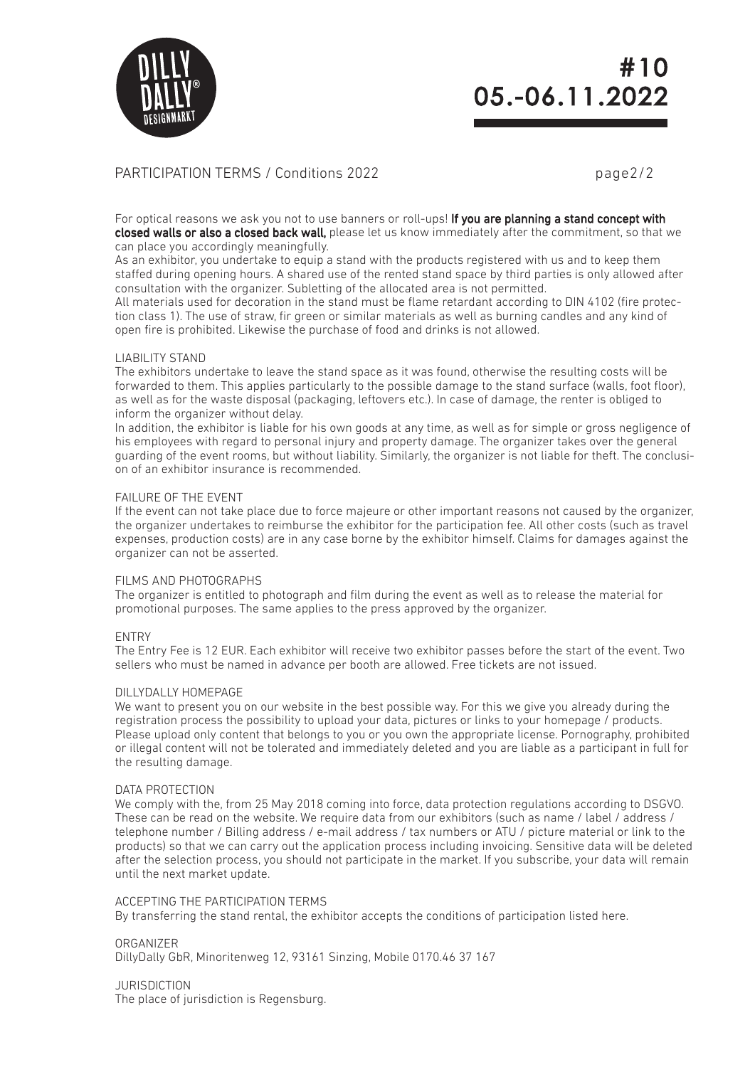# #10
# 05.-06.11.2022

## PARTICIPATION TERMS / Conditions 2022

For optical reasons we ask you not to use banners or roll-ups! **If you are planning a stand concept with closed walls or also a closed back wall,** please let us know immediately after the commitment, so that we can place you accordingly meaningfully.
As an exhibitor, you undertake to equip a stand with the products registered with us and to keep them staffed during opening hours. A shared use of the rented stand space by third parties is only allowed after consultation with the organizer. Subletting of the allocated area is not permitted.
All materials used for decoration in the stand must be flame retardant according to DIN 4102 (fire protection class 1). The use of straw, fir green or similar materials as well as burning candles and any kind of open fire is prohibited. Likewise the purchase of food and drinks is not allowed.

### LIABILITY STAND

The exhibitors undertake to leave the stand space as it was found, otherwise the resulting costs will be forwarded to them. This applies particularly to the possible damage to the stand surface (walls, foot floor), as well as for the waste disposal (packaging, leftovers etc.). In case of damage, the renter is obliged to inform the organizer without delay.
In addition, the exhibitor is liable for his own goods at any time, as well as for simple or gross negligence of his employees with regard to personal injury and property damage. The organizer takes over the general guarding of the event rooms, but without liability. Similarly, the organizer is not liable for theft. The conclusion of an exhibitor insurance is recommended.

### FAILURE OF THE EVENT

If the event can not take place due to force majeure or other important reasons not caused by the organizer, the organizer undertakes to reimburse the exhibitor for the participation fee. All other costs (such as travel expenses, production costs) are in any case borne by the exhibitor himself. Claims for damages against the organizer can not be asserted.

### FILMS AND PHOTOGRAPHS

The organizer is entitled to photograph and film during the event as well as to release the material for promotional purposes. The same applies to the press approved by the organizer.

### ENTRY

The Entry Fee is 12 EUR. Each exhibitor will receive two exhibitor passes before the start of the event. Two sellers who must be named in advance per booth are allowed. Free tickets are not issued.

### DILLYDALLY HOMEPAGE

We want to present you on our website in the best possible way. For this we give you already during the registration process the possibility to upload your data, pictures or links to your homepage / products. Please upload only content that belongs to you or you own the appropriate license. Pornography, prohibited or illegal content will not be tolerated and immediately deleted and you are liable as a participant in full for the resulting damage.

### DATA PROTECTION

We comply with the, from 25 May 2018 coming into force, data protection regulations according to DSGVO. These can be read on the website. We require data from our exhibitors (such as name / label / address / telephone number / Billing address / e-mail address / tax numbers or ATU / picture material or link to the products) so that we can carry out the application process including invoicing. Sensitive data will be deleted after the selection process, you should not participate in the market. If you subscribe, your data will remain until the next market update.

### ACCEPTING THE PARTICIPATION TERMS

By transferring the stand rental, the exhibitor accepts the conditions of participation listed here.

### ORGANIZER

DillyDally GbR, Minoritenweg 12, 93161 Sinzing, Mobile 0170.46 37 167

### JURISDICTION

The place of jurisdiction is Regensburg.